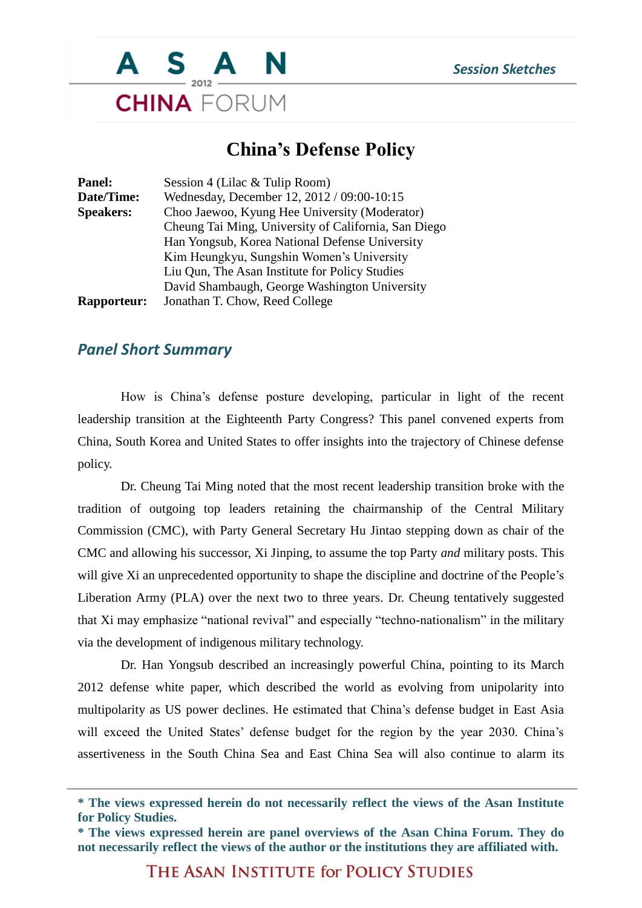# China's Defense Policy

**Panel:** Session 4 (Lilac & Tulip Room)
**Date/Time:** Wednesday, December 12, 2012 / 09:00-10:15
**Speakers:** Choo Jaewoo, Kyung Hee University (Moderator)
Cheung Tai Ming, University of California, San Diego
Han Yongsub, Korea National Defense University
Kim Heungkyu, Sungshin Women's University
Liu Qun, The Asan Institute for Policy Studies
David Shambaugh, George Washington University
**Rapporteur:** Jonathan T. Chow, Reed College

## *Panel Short Summary*

How is China's defense posture developing, particular in light of the recent leadership transition at the Eighteenth Party Congress? This panel convened experts from China, South Korea and United States to offer insights into the trajectory of Chinese defense policy.

Dr. Cheung Tai Ming noted that the most recent leadership transition broke with the tradition of outgoing top leaders retaining the chairmanship of the Central Military Commission (CMC), with Party General Secretary Hu Jintao stepping down as chair of the CMC and allowing his successor, Xi Jinping, to assume the top Party *and* military posts. This will give Xi an unprecedented opportunity to shape the discipline and doctrine of the People's Liberation Army (PLA) over the next two to three years. Dr. Cheung tentatively suggested that Xi may emphasize "national revival" and especially "techno-nationalism" in the military via the development of indigenous military technology.

Dr. Han Yongsub described an increasingly powerful China, pointing to its March 2012 defense white paper, which described the world as evolving from unipolarity into multipolarity as US power declines. He estimated that China's defense budget in East Asia will exceed the United States' defense budget for the region by the year 2030. China's assertiveness in the South China Sea and East China Sea will also continue to alarm its

**\* The views expressed herein do not necessarily reflect the views of the Asan Institute for Policy Studies.**
**\* The views expressed herein are panel overviews of the Asan China Forum. They do not necessarily reflect the views of the author or the institutions they are affiliated with.**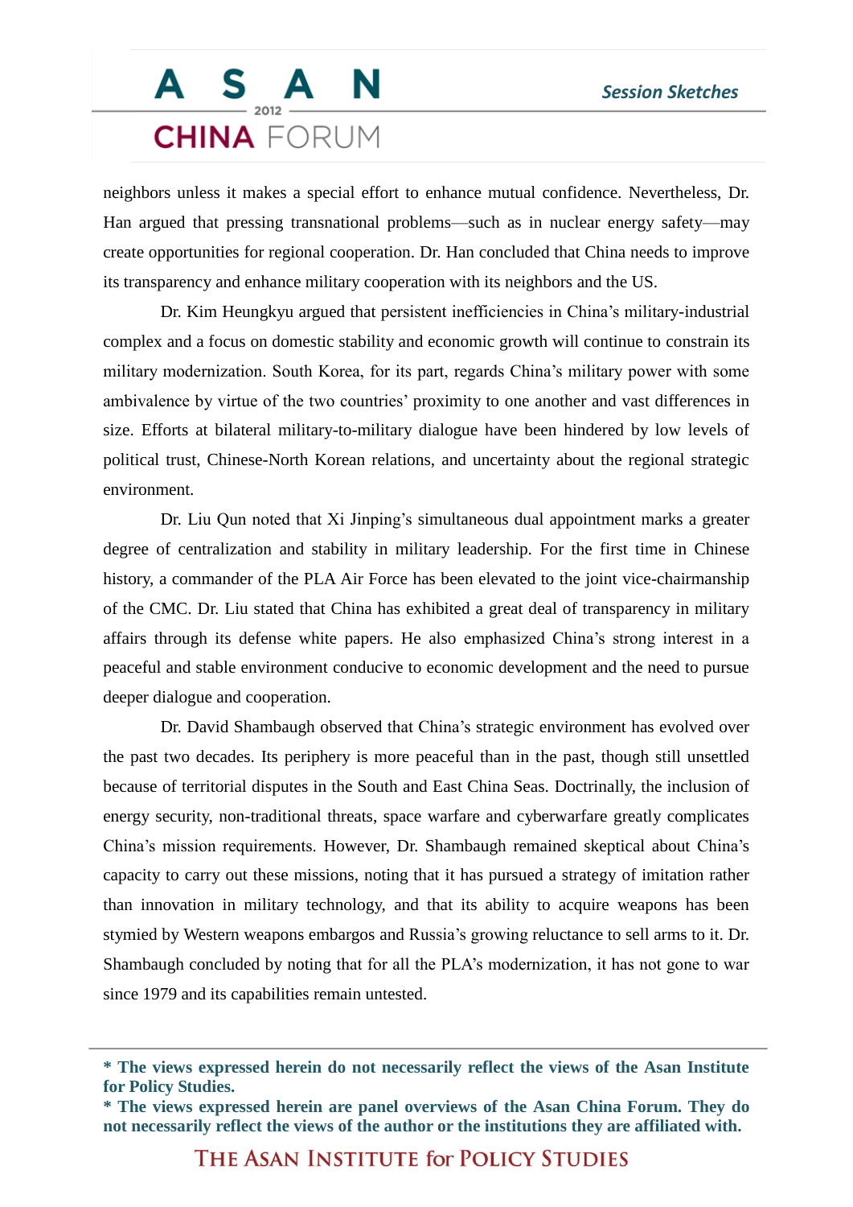neighbors unless it makes a special effort to enhance mutual confidence. Nevertheless, Dr. Han argued that pressing transnational problems—such as in nuclear energy safety—may create opportunities for regional cooperation. Dr. Han concluded that China needs to improve its transparency and enhance military cooperation with its neighbors and the US.

Dr. Kim Heungkyu argued that persistent inefficiencies in China's military-industrial complex and a focus on domestic stability and economic growth will continue to constrain its military modernization. South Korea, for its part, regards China's military power with some ambivalence by virtue of the two countries' proximity to one another and vast differences in size. Efforts at bilateral military-to-military dialogue have been hindered by low levels of political trust, Chinese-North Korean relations, and uncertainty about the regional strategic environment.

Dr. Liu Qun noted that Xi Jinping's simultaneous dual appointment marks a greater degree of centralization and stability in military leadership. For the first time in Chinese history, a commander of the PLA Air Force has been elevated to the joint vice-chairmanship of the CMC. Dr. Liu stated that China has exhibited a great deal of transparency in military affairs through its defense white papers. He also emphasized China's strong interest in a peaceful and stable environment conducive to economic development and the need to pursue deeper dialogue and cooperation.

Dr. David Shambaugh observed that China's strategic environment has evolved over the past two decades. Its periphery is more peaceful than in the past, though still unsettled because of territorial disputes in the South and East China Seas. Doctrinally, the inclusion of energy security, non-traditional threats, space warfare and cyberwarfare greatly complicates China's mission requirements. However, Dr. Shambaugh remained skeptical about China's capacity to carry out these missions, noting that it has pursued a strategy of imitation rather than innovation in military technology, and that its ability to acquire weapons has been stymied by Western weapons embargos and Russia's growing reluctance to sell arms to it. Dr. Shambaugh concluded by noting that for all the PLA's modernization, it has not gone to war since 1979 and its capabilities remain untested.

**\* The views expressed herein do not necessarily reflect the views of the Asan Institute for Policy Studies.**

**\* The views expressed herein are panel overviews of the Asan China Forum. They do not necessarily reflect the views of the author or the institutions they are affiliated with.**